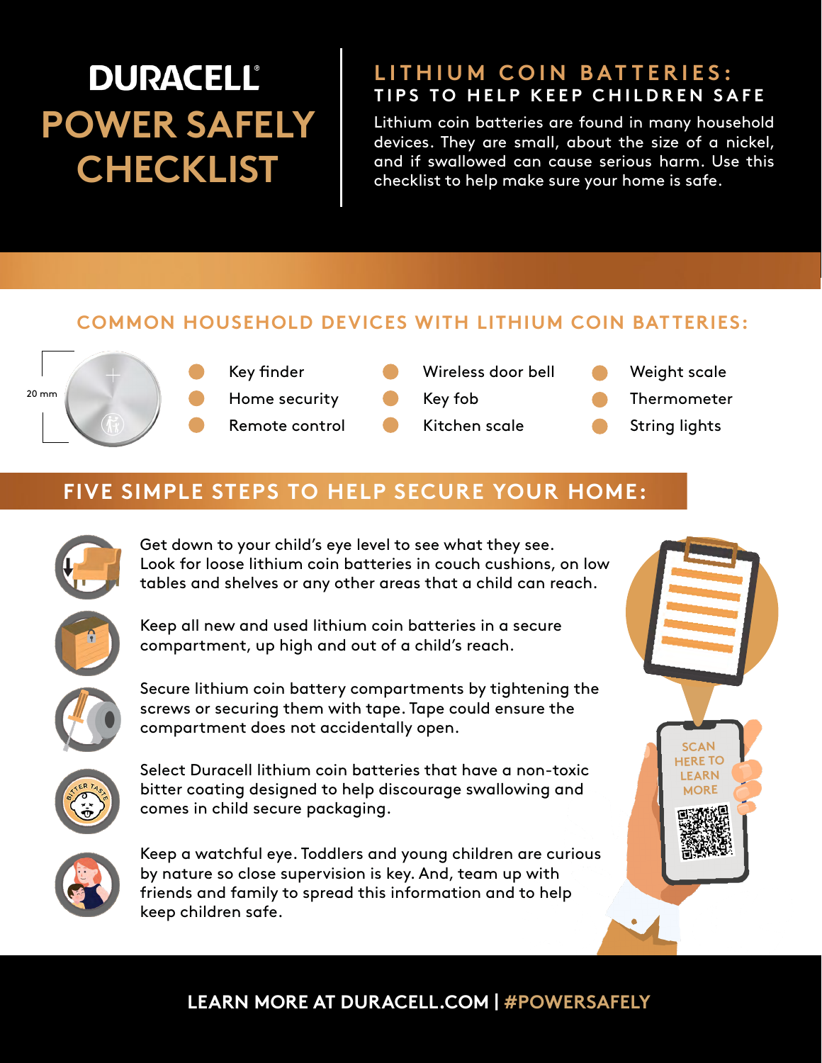# DURACELL® POWER SAFELY CHECKLIST

## LITHIUM COIN BATTERIES: TIPS TO HELP KEEP CHILDREN SAFE

Lithium coin batteries are found in many household devices. They are small, about the size of a nickel, and if swallowed can cause serious harm. Use this checklist to help make sure your home is safe.

## COMMON HOUSEHOLD DEVICES WITH LITHIUM COIN BATTERIES:

20 mm

- Key finder
- Home security
- Remote control
- Wireless door bell
- Key fob
- Kitchen scale
- Weight scale
- Thermometer
- String lights

## FIVE SIMPLE STEPS TO HELP SECURE YOUR HOME:

- Get down to your child's eye level to see what they see. Look for loose lithium coin batteries in couch cushions, on low tables and shelves or any other areas that a child can reach.
- Keep all new and used lithium coin batteries in a secure compartment, up high and out of a child's reach.
- Secure lithium coin battery compartments by tightening the screws or securing them with tape. Tape could ensure the compartment does not accidentally open.
- Select Duracell lithium coin batteries that have a non-toxic bitter coating designed to help discourage swallowing and comes in child secure packaging.
- Keep a watchful eye. Toddlers and young children are curious by nature so close supervision is key. And, team up with friends and family to spread this information and to help keep children safe.

SCAN HERE TO LEARN MORE

**LEARN MORE AT DURACELL.COM | #POWERSAFELY**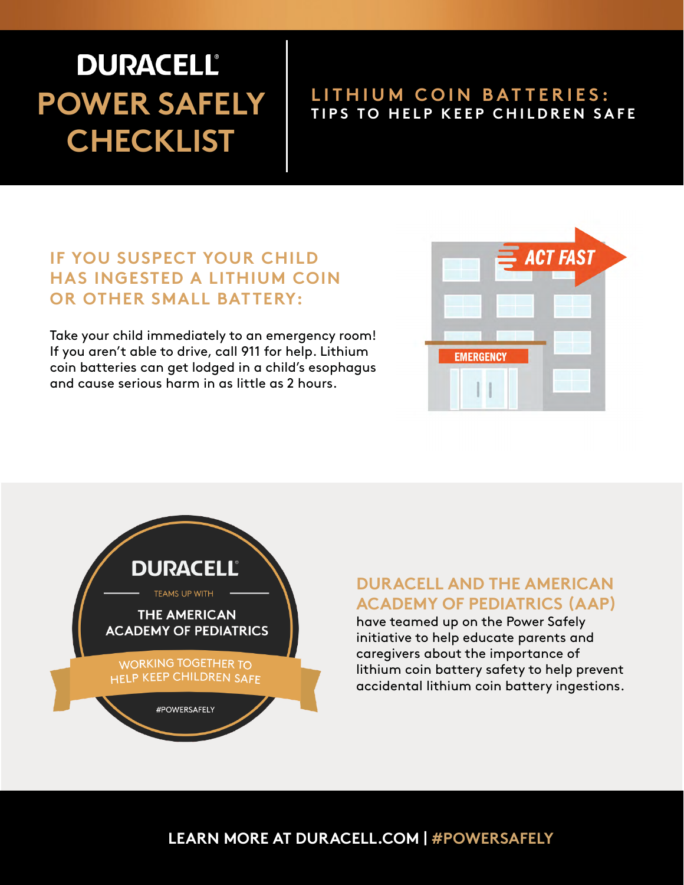# DURACELL POWER SAFELY CHECKLIST

## LITHIUM COIN BATTERIES: TIPS TO HELP KEEP CHILDREN SAFE

### IF YOU SUSPECT YOUR CHILD HAS INGESTED A LITHIUM COIN OR OTHER SMALL BATTERY:

Take your child immediately to an emergency room! If you aren't able to drive, call 911 for help. Lithium coin batteries can get lodged in a child's esophagus and cause serious harm in as little as 2 hours.

ACT FAST

EMERGENCY

DURACELL

TEAMS UP WITH

THE AMERICAN ACADEMY OF PEDIATRICS

WORKING TOGETHER TO HELP KEEP CHILDREN SAFE

#POWERSAFELY

### DURACELL AND THE AMERICAN ACADEMY OF PEDIATRICS (AAP)

have teamed up on the Power Safely initiative to help educate parents and caregivers about the importance of lithium coin battery safety to help prevent accidental lithium coin battery ingestions.

**LEARN MORE AT DURACELL.COM | #POWERSAFELY**